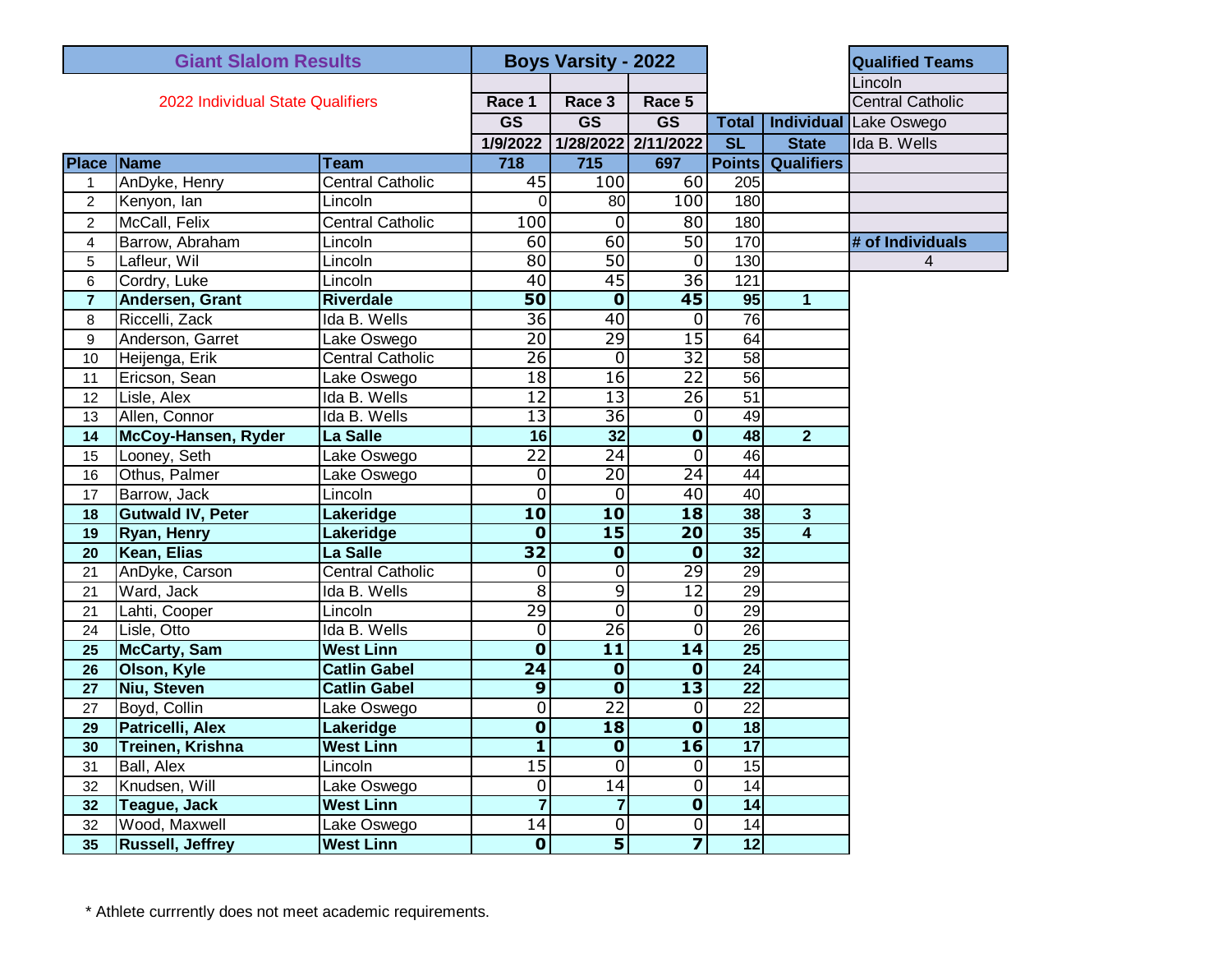## Giant Slalom Results

**Boys Varsity - 2022**

2022 Individual State Qualifiers

| Place | Name | Team | Race 1 GS 1/9/2022 718 | Race 3 GS 1/28/2022 715 | Race 5 GS 2/11/2022 697 | Total SL Points | Individual State Qualifiers |
|---|---|---|---|---|---|---|---|
| 1 | AnDyke, Henry | Central Catholic | 45 | 100 | 60 | 205 | |
| 2 | Kenyon, Ian | Lincoln | 0 | 80 | 100 | 180 | |
| 2 | McCall, Felix | Central Catholic | 100 | 0 | 80 | 180 | |
| 4 | Barrow, Abraham | Lincoln | 60 | 60 | 50 | 170 | |
| 5 | Lafleur, Wil | Lincoln | 80 | 50 | 0 | 130 | |
| 6 | Cordry, Luke | Lincoln | 40 | 45 | 36 | 121 | |
| **7** | **Andersen, Grant** | **Riverdale** | **50** | **0** | **45** | **95** | **1** |
| 8 | Riccelli, Zack | Ida B. Wells | 36 | 40 | 0 | 76 | |
| 9 | Anderson, Garret | Lake Oswego | 20 | 29 | 15 | 64 | |
| 10 | Heijenga, Erik | Central Catholic | 26 | 0 | 32 | 58 | |
| 11 | Ericson, Sean | Lake Oswego | 18 | 16 | 22 | 56 | |
| 12 | Lisle, Alex | Ida B. Wells | 12 | 13 | 26 | 51 | |
| 13 | Allen, Connor | Ida B. Wells | 13 | 36 | 0 | 49 | |
| **14** | **McCoy-Hansen, Ryder** | **La Salle** | **16** | **32** | **0** | **48** | **2** |
| 15 | Looney, Seth | Lake Oswego | 22 | 24 | 0 | 46 | |
| 16 | Othus, Palmer | Lake Oswego | 0 | 20 | 24 | 44 | |
| 17 | Barrow, Jack | Lincoln | 0 | 0 | 40 | 40 | |
| **18** | **Gutwald IV, Peter** | **Lakeridge** | **10** | **10** | **18** | **38** | **3** |
| **19** | **Ryan, Henry** | **Lakeridge** | **0** | **15** | **20** | **35** | **4** |
| **20** | **Kean, Elias** | **La Salle** | **32** | **0** | **0** | **32** | |
| 21 | AnDyke, Carson | Central Catholic | 0 | 0 | 29 | 29 | |
| 21 | Ward, Jack | Ida B. Wells | 8 | 9 | 12 | 29 | |
| 21 | Lahti, Cooper | Lincoln | 29 | 0 | 0 | 29 | |
| 24 | Lisle, Otto | Ida B. Wells | 0 | 26 | 0 | 26 | |
| **25** | **McCarty, Sam** | **West Linn** | **0** | **11** | **14** | **25** | |
| **26** | **Olson, Kyle** | **Catlin Gabel** | **24** | **0** | **0** | **24** | |
| **27** | **Niu, Steven** | **Catlin Gabel** | **9** | **0** | **13** | **22** | |
| 27 | Boyd, Collin | Lake Oswego | 0 | 22 | 0 | 22 | |
| **29** | **Patricelli, Alex** | **Lakeridge** | **0** | **18** | **0** | **18** | |
| **30** | **Treinen, Krishna** | **West Linn** | **1** | **0** | **16** | **17** | |
| 31 | Ball, Alex | Lincoln | 15 | 0 | 0 | 15 | |
| 32 | Knudsen, Will | Lake Oswego | 0 | 14 | 0 | 14 | |
| **32** | **Teague, Jack** | **West Linn** | **7** | **7** | **0** | **14** | |
| 32 | Wood, Maxwell | Lake Oswego | 14 | 0 | 0 | 14 | |
| **35** | **Russell, Jeffrey** | **West Linn** | **0** | **5** | **7** | **12** | |

| Qualified Teams |
|---|
| Lincoln |
| Central Catholic |
| Lake Oswego |
| Ida B. Wells |

| # of Individuals |
|---|
| 4 |

\* Athlete currrently does not meet academic requirements.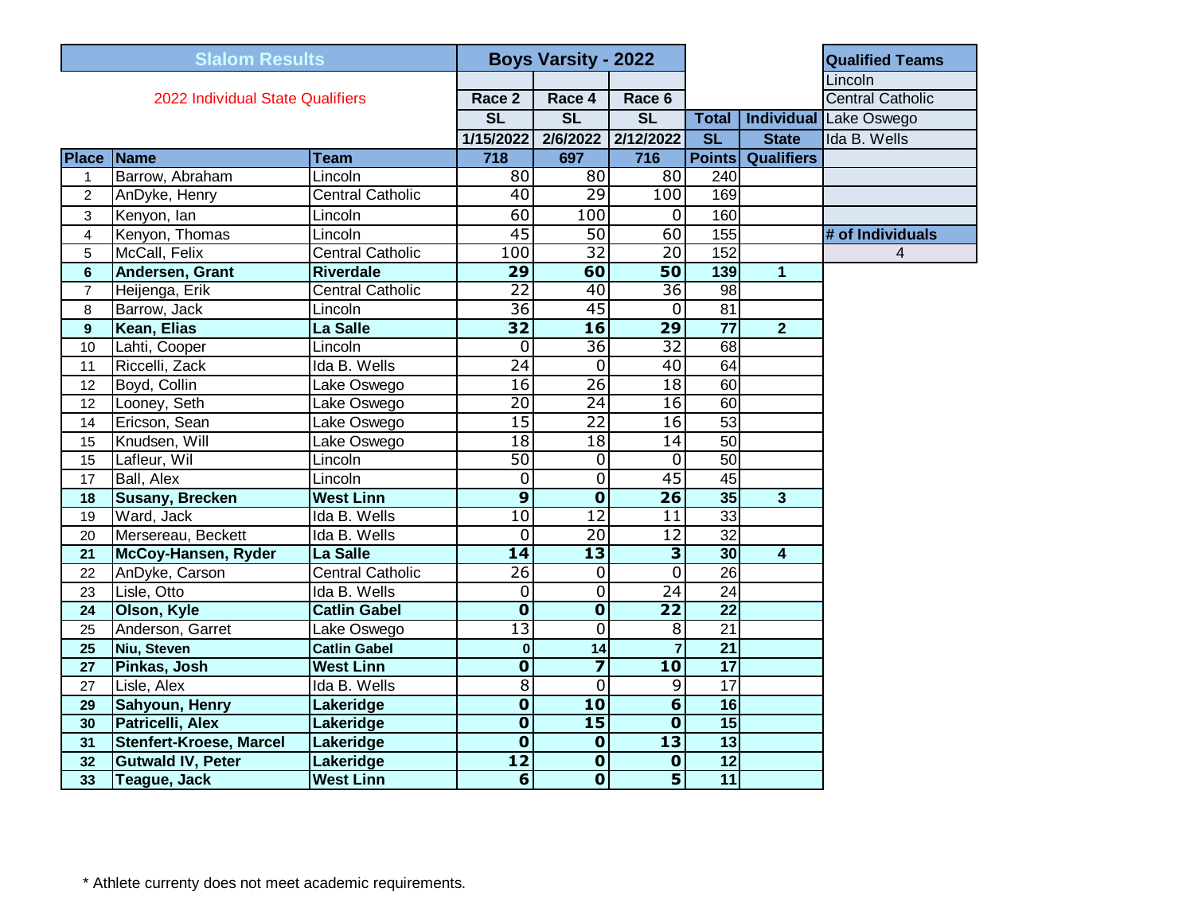| Slalom Results | | | Boys Varsity - 2022 | | | | |
|---|---|---|---|---|---|---|---|
| 2022 Individual State Qualifiers | | | Race 2 | Race 4 | Race 6 | | |
| | | | SL | SL | SL | Total | Individual |
| | | | 1/15/2022 | 2/6/2022 | 2/12/2022 | SL | State |
| Place | Name | Team | 718 | 697 | 716 | Points | Qualifiers |
| 1 | Barrow, Abraham | Lincoln | 80 | 80 | 80 | 240 | |
| 2 | AnDyke, Henry | Central Catholic | 40 | 29 | 100 | 169 | |
| 3 | Kenyon, Ian | Lincoln | 60 | 100 | 0 | 160 | |
| 4 | Kenyon, Thomas | Lincoln | 45 | 50 | 60 | 155 | |
| 5 | McCall, Felix | Central Catholic | 100 | 32 | 20 | 152 | |
| **6** | **Andersen, Grant** | **Riverdale** | **29** | **60** | **50** | **139** | **1** |
| 7 | Heijenga, Erik | Central Catholic | 22 | 40 | 36 | 98 | |
| 8 | Barrow, Jack | Lincoln | 36 | 45 | 0 | 81 | |
| **9** | **Kean, Elias** | **La Salle** | **32** | **16** | **29** | **77** | **2** |
| 10 | Lahti, Cooper | Lincoln | 0 | 36 | 32 | 68 | |
| 11 | Riccelli, Zack | Ida B. Wells | 24 | 0 | 40 | 64 | |
| 12 | Boyd, Collin | Lake Oswego | 16 | 26 | 18 | 60 | |
| 12 | Looney, Seth | Lake Oswego | 20 | 24 | 16 | 60 | |
| 14 | Ericson, Sean | Lake Oswego | 15 | 22 | 16 | 53 | |
| 15 | Knudsen, Will | Lake Oswego | 18 | 18 | 14 | 50 | |
| 15 | Lafleur, Wil | Lincoln | 50 | 0 | 0 | 50 | |
| 17 | Ball, Alex | Lincoln | 0 | 0 | 45 | 45 | |
| **18** | **Susany, Brecken** | **West Linn** | **9** | **0** | **26** | **35** | **3** |
| 19 | Ward, Jack | Ida B. Wells | 10 | 12 | 11 | 33 | |
| 20 | Mersereau, Beckett | Ida B. Wells | 0 | 20 | 12 | 32 | |
| **21** | **McCoy-Hansen, Ryder** | **La Salle** | **14** | **13** | **3** | **30** | **4** |
| 22 | AnDyke, Carson | Central Catholic | 26 | 0 | 0 | 26 | |
| 23 | Lisle, Otto | Ida B. Wells | 0 | 0 | 24 | 24 | |
| **24** | **Olson, Kyle** | **Catlin Gabel** | **0** | **0** | **22** | **22** | |
| 25 | Anderson, Garret | Lake Oswego | 13 | 0 | 8 | 21 | |
| **25** | **Niu, Steven** | **Catlin Gabel** | **0** | **14** | **7** | **21** | |
| **27** | **Pinkas, Josh** | **West Linn** | **0** | **7** | **10** | **17** | |
| 27 | Lisle, Alex | Ida B. Wells | 8 | 0 | 9 | 17 | |
| **29** | **Sahyoun, Henry** | **Lakeridge** | **0** | **10** | **6** | **16** | |
| **30** | **Patricelli, Alex** | **Lakeridge** | **0** | **15** | **0** | **15** | |
| **31** | **Stenfert-Kroese, Marcel** | **Lakeridge** | **0** | **0** | **13** | **13** | |
| **32** | **Gutwald IV, Peter** | **Lakeridge** | **12** | **0** | **0** | **12** | |
| **33** | **Teague, Jack** | **West Linn** | **6** | **0** | **5** | **11** | |

| Qualified Teams |
|---|
| Lincoln |
| Central Catholic |
| Lake Oswego |
| Ida B. Wells |

| # of Individuals |
|---|
| 4 |

* Athlete currenty does not meet academic requirements.